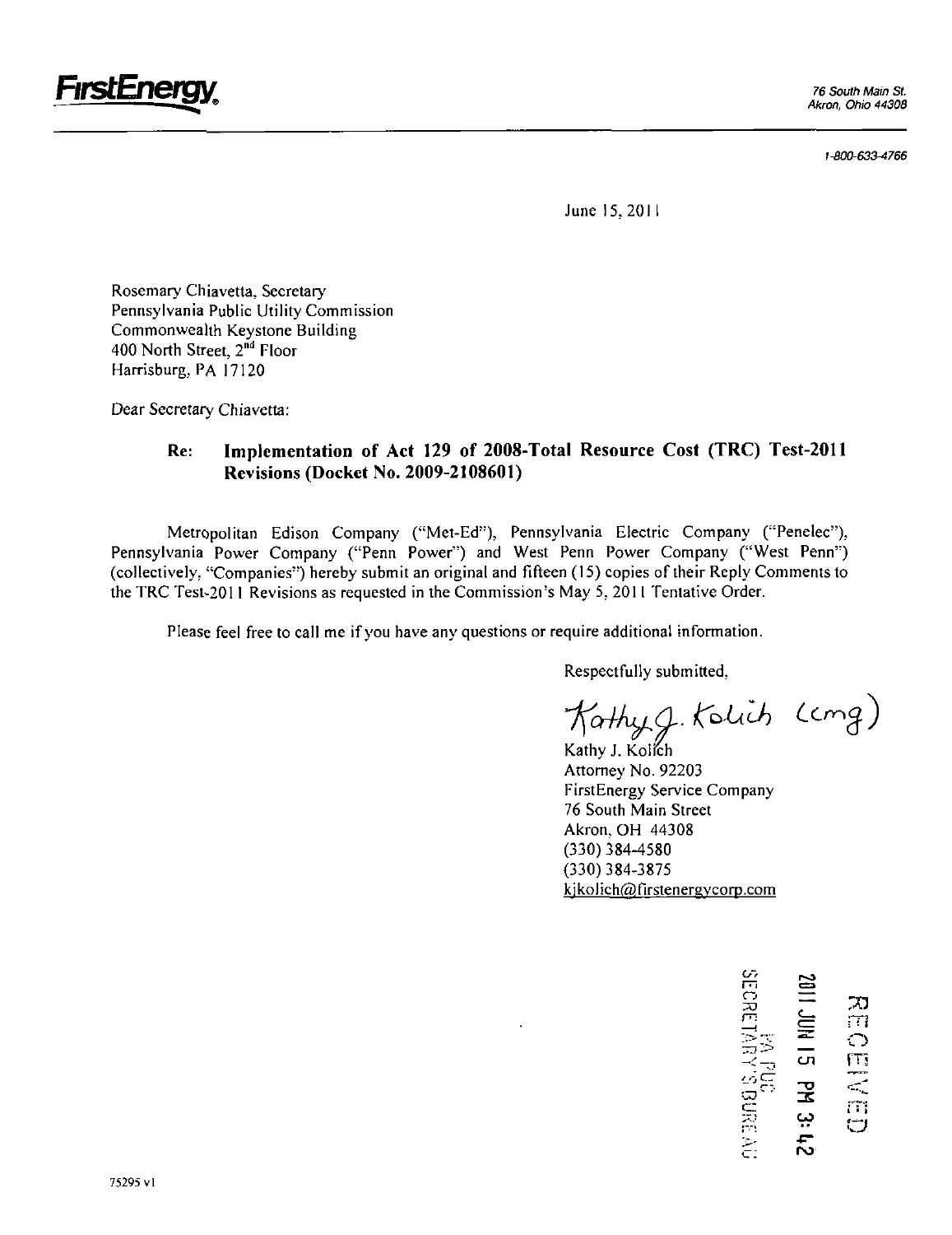**FirstEnergy**

76 South Main St.
Akron, Ohio 44308

1-800-633-4766

June 15, 2011

Rosemary Chiavetta, Secretary
Pennsylvania Public Utility Commission
Commonwealth Keystone Building
400 North Street, 2nd Floor
Harrisburg, PA 17120

Dear Secretary Chiavetta:

**Re: Implementation of Act 129 of 2008-Total Resource Cost (TRC) Test-2011 Revisions (Docket No. 2009-2108601)**

Metropolitan Edison Company ("Met-Ed"), Pennsylvania Electric Company ("Penelec"), Pennsylvania Power Company ("Penn Power") and West Penn Power Company ("West Penn") (collectively, "Companies") hereby submit an original and fifteen (15) copies of their Reply Comments to the TRC Test-2011 Revisions as requested in the Commission's May 5, 2011 Tentative Order.

Please feel free to call me if you have any questions or require additional information.

Respectfully submitted,

Kathy J. Kolich (cmg)

Kathy J. Kolich
Attorney No. 92203
FirstEnergy Service Company
76 South Main Street
Akron, OH 44308
(330) 384-4580
(330) 384-3875
kjkolich@firstenergycorp.com

RECEIVED
2011 JUN 15 PM 3:42
PA PUC
SECRETARY'S BUREAU

75295 v1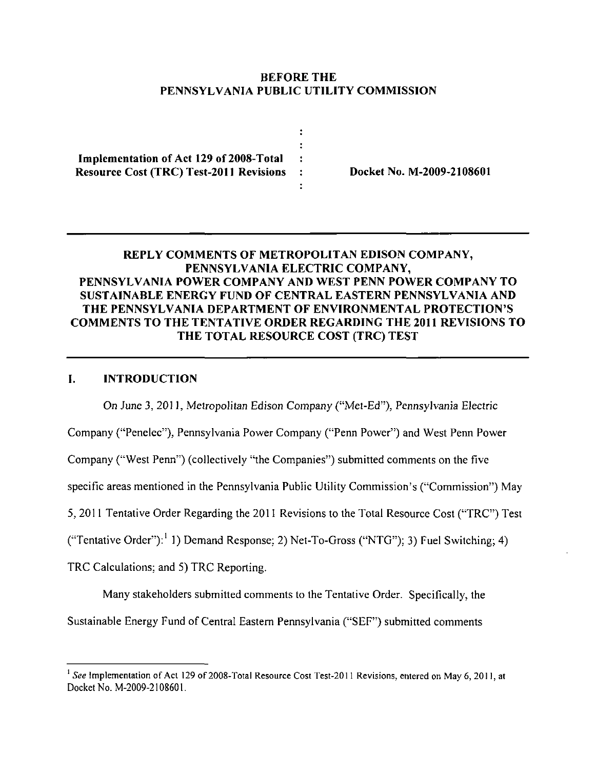**BEFORE THE**
**PENNSYLVANIA PUBLIC UTILITY COMMISSION**

| | | |
|---|---|---|
| **Implementation of Act 129 of 2008-Total Resource Cost (TRC) Test-2011 Revisions** | : | **Docket No. M-2009-2108601** |

---

## REPLY COMMENTS OF METROPOLITAN EDISON COMPANY, PENNSYLVANIA ELECTRIC COMPANY, PENNSYLVANIA POWER COMPANY AND WEST PENN POWER COMPANY TO SUSTAINABLE ENERGY FUND OF CENTRAL EASTERN PENNSYLVANIA AND THE PENNSYLVANIA DEPARTMENT OF ENVIRONMENTAL PROTECTION'S COMMENTS TO THE TENTATIVE ORDER REGARDING THE 2011 REVISIONS TO THE TOTAL RESOURCE COST (TRC) TEST

---

## I. INTRODUCTION

On June 3, 2011, Metropolitan Edison Company ("Met-Ed"), Pennsylvania Electric Company ("Penelec"), Pennsylvania Power Company ("Penn Power") and West Penn Power Company ("West Penn") (collectively "the Companies") submitted comments on the five specific areas mentioned in the Pennsylvania Public Utility Commission's ("Commission") May 5, 2011 Tentative Order Regarding the 2011 Revisions to the Total Resource Cost ("TRC") Test ("Tentative Order"):[1] 1) Demand Response; 2) Net-To-Gross ("NTG"); 3) Fuel Switching; 4) TRC Calculations; and 5) TRC Reporting.

Many stakeholders submitted comments to the Tentative Order. Specifically, the Sustainable Energy Fund of Central Eastern Pennsylvania ("SEF") submitted comments

---

[1] *See* Implementation of Act 129 of 2008-Total Resource Cost Test-2011 Revisions, entered on May 6, 2011, at Docket No. M-2009-2108601.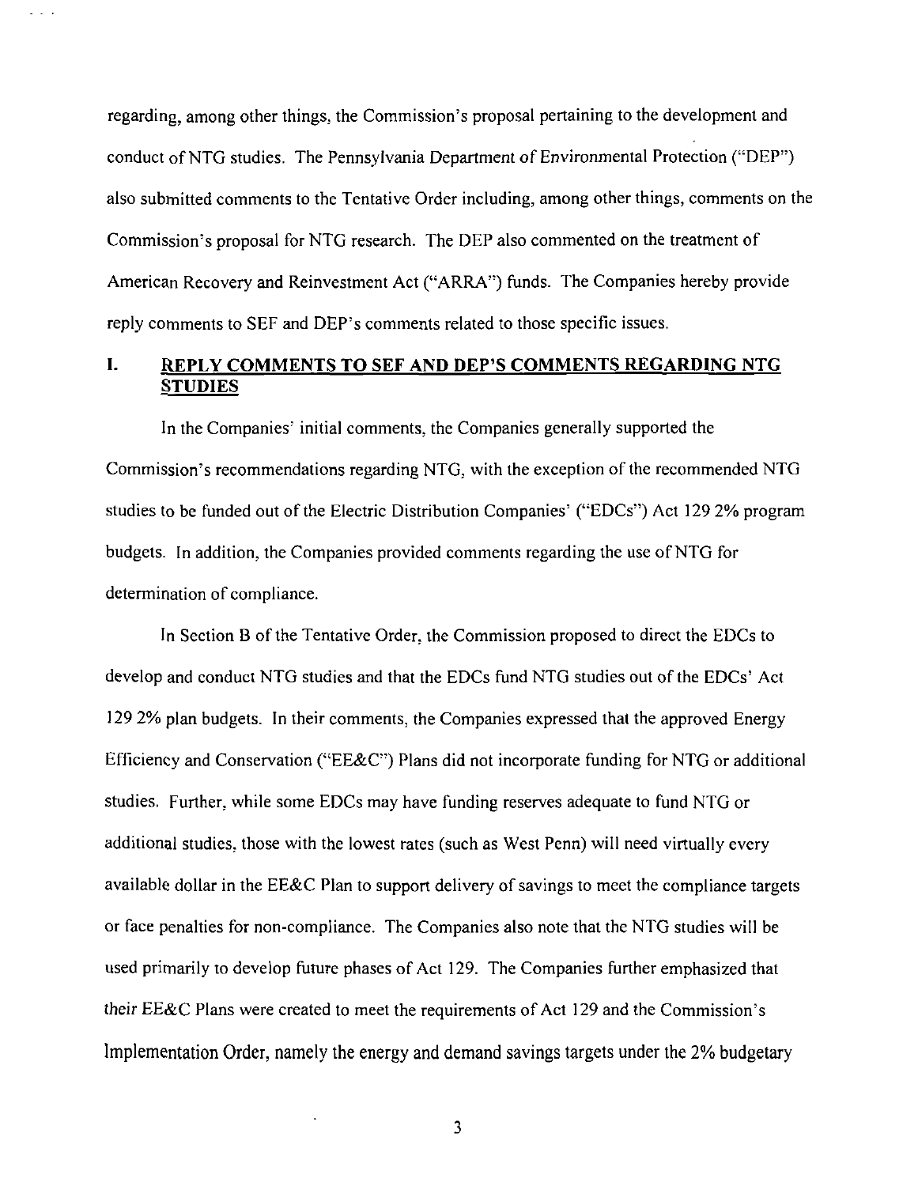regarding, among other things, the Commission's proposal pertaining to the development and conduct of NTG studies. The Pennsylvania Department of Environmental Protection ("DEP") also submitted comments to the Tentative Order including, among other things, comments on the Commission's proposal for NTG research. The DEP also commented on the treatment of American Recovery and Reinvestment Act ("ARRA") funds. The Companies hereby provide reply comments to SEF and DEP's comments related to those specific issues.

## I. REPLY COMMENTS TO SEF AND DEP'S COMMENTS REGARDING NTG STUDIES

In the Companies' initial comments, the Companies generally supported the Commission's recommendations regarding NTG, with the exception of the recommended NTG studies to be funded out of the Electric Distribution Companies' ("EDCs") Act 129 2% program budgets. In addition, the Companies provided comments regarding the use of NTG for determination of compliance.

In Section B of the Tentative Order, the Commission proposed to direct the EDCs to develop and conduct NTG studies and that the EDCs fund NTG studies out of the EDCs' Act 129 2% plan budgets. In their comments, the Companies expressed that the approved Energy Efficiency and Conservation ("EE&C") Plans did not incorporate funding for NTG or additional studies. Further, while some EDCs may have funding reserves adequate to fund NTG or additional studies, those with the lowest rates (such as West Penn) will need virtually every available dollar in the EE&C Plan to support delivery of savings to meet the compliance targets or face penalties for non-compliance. The Companies also note that the NTG studies will be used primarily to develop future phases of Act 129. The Companies further emphasized that their EE&C Plans were created to meet the requirements of Act 129 and the Commission's Implementation Order, namely the energy and demand savings targets under the 2% budgetary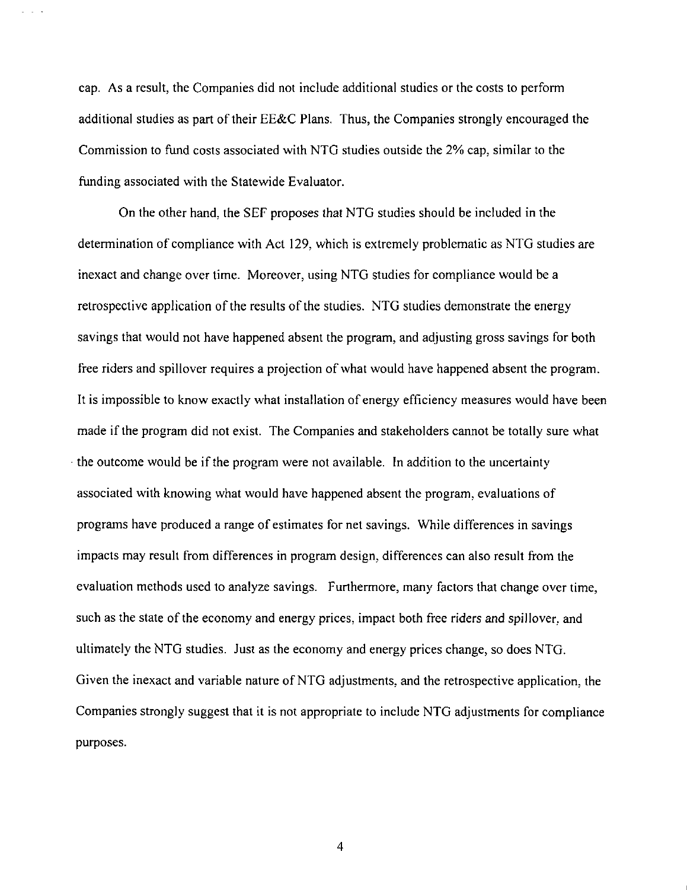cap. As a result, the Companies did not include additional studies or the costs to perform additional studies as part of their EE&C Plans. Thus, the Companies strongly encouraged the Commission to fund costs associated with NTG studies outside the 2% cap, similar to the funding associated with the Statewide Evaluator.

On the other hand, the SEF proposes that NTG studies should be included in the determination of compliance with Act 129, which is extremely problematic as NTG studies are inexact and change over time. Moreover, using NTG studies for compliance would be a retrospective application of the results of the studies. NTG studies demonstrate the energy savings that would not have happened absent the program, and adjusting gross savings for both free riders and spillover requires a projection of what would have happened absent the program. It is impossible to know exactly what installation of energy efficiency measures would have been made if the program did not exist. The Companies and stakeholders cannot be totally sure what the outcome would be if the program were not available. In addition to the uncertainty associated with knowing what would have happened absent the program, evaluations of programs have produced a range of estimates for net savings. While differences in savings impacts may result from differences in program design, differences can also result from the evaluation methods used to analyze savings. Furthermore, many factors that change over time, such as the state of the economy and energy prices, impact both free riders and spillover, and ultimately the NTG studies. Just as the economy and energy prices change, so does NTG. Given the inexact and variable nature of NTG adjustments, and the retrospective application, the Companies strongly suggest that it is not appropriate to include NTG adjustments for compliance purposes.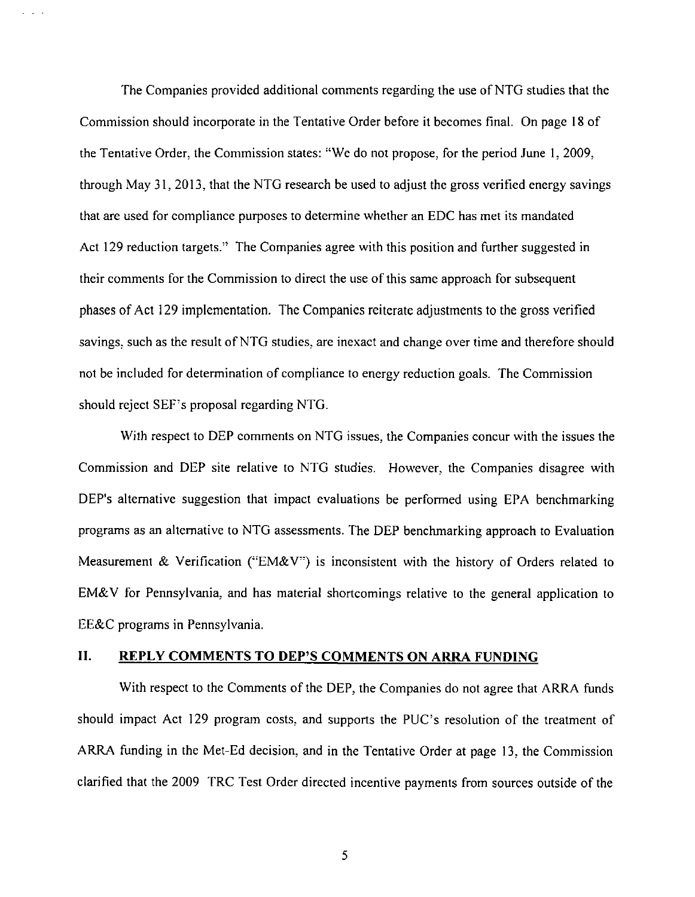The Companies provided additional comments regarding the use of NTG studies that the Commission should incorporate in the Tentative Order before it becomes final. On page 18 of the Tentative Order, the Commission states: "We do not propose, for the period June 1, 2009, through May 31, 2013, that the NTG research be used to adjust the gross verified energy savings that are used for compliance purposes to determine whether an EDC has met its mandated Act 129 reduction targets." The Companies agree with this position and further suggested in their comments for the Commission to direct the use of this same approach for subsequent phases of Act 129 implementation. The Companies reiterate adjustments to the gross verified savings, such as the result of NTG studies, are inexact and change over time and therefore should not be included for determination of compliance to energy reduction goals. The Commission should reject SEF's proposal regarding NTG.

With respect to DEP comments on NTG issues, the Companies concur with the issues the Commission and DEP site relative to NTG studies. However, the Companies disagree with DEP's alternative suggestion that impact evaluations be performed using EPA benchmarking programs as an alternative to NTG assessments. The DEP benchmarking approach to Evaluation Measurement & Verification ("EM&V") is inconsistent with the history of Orders related to EM&V for Pennsylvania, and has material shortcomings relative to the general application to EE&C programs in Pennsylvania.

## II. REPLY COMMENTS TO DEP'S COMMENTS ON ARRA FUNDING

With respect to the Comments of the DEP, the Companies do not agree that ARRA funds should impact Act 129 program costs, and supports the PUC's resolution of the treatment of ARRA funding in the Met-Ed decision, and in the Tentative Order at page 13, the Commission clarified that the 2009 TRC Test Order directed incentive payments from sources outside of the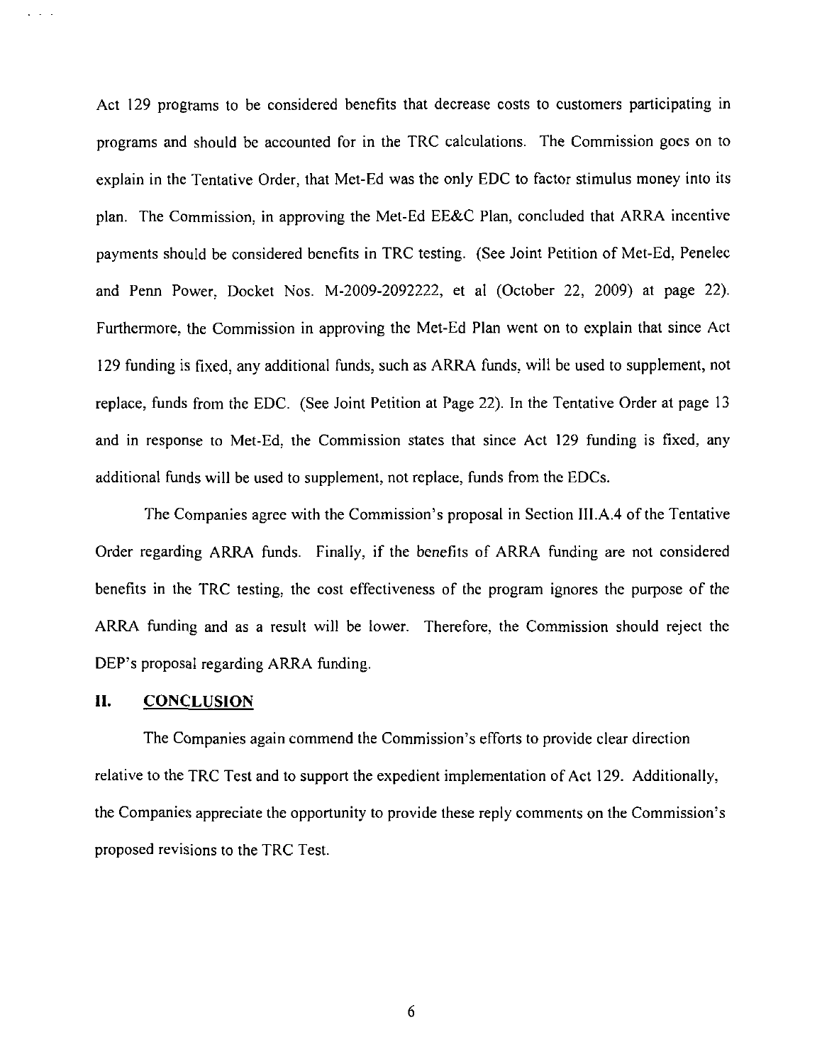Act 129 programs to be considered benefits that decrease costs to customers participating in programs and should be accounted for in the TRC calculations. The Commission goes on to explain in the Tentative Order, that Met-Ed was the only EDC to factor stimulus money into its plan. The Commission, in approving the Met-Ed EE&C Plan, concluded that ARRA incentive payments should be considered benefits in TRC testing. (See Joint Petition of Met-Ed, Penelec and Penn Power, Docket Nos. M-2009-2092222, et al (October 22, 2009) at page 22). Furthermore, the Commission in approving the Met-Ed Plan went on to explain that since Act 129 funding is fixed, any additional funds, such as ARRA funds, will be used to supplement, not replace, funds from the EDC. (See Joint Petition at Page 22). In the Tentative Order at page 13 and in response to Met-Ed, the Commission states that since Act 129 funding is fixed, any additional funds will be used to supplement, not replace, funds from the EDCs.

The Companies agree with the Commission's proposal in Section III.A.4 of the Tentative Order regarding ARRA funds. Finally, if the benefits of ARRA funding are not considered benefits in the TRC testing, the cost effectiveness of the program ignores the purpose of the ARRA funding and as a result will be lower. Therefore, the Commission should reject the DEP's proposal regarding ARRA funding.

## II. CONCLUSION

The Companies again commend the Commission's efforts to provide clear direction relative to the TRC Test and to support the expedient implementation of Act 129. Additionally, the Companies appreciate the opportunity to provide these reply comments on the Commission's proposed revisions to the TRC Test.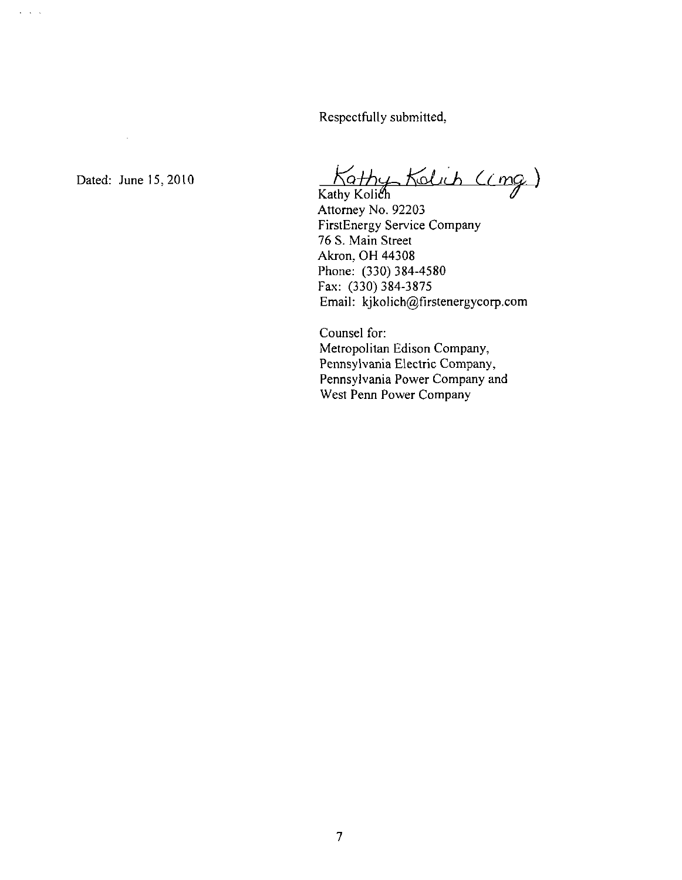Respectfully submitted,

Dated: June 15, 2010

Kathy Kolich (cmg)

Kathy Kolich
Attorney No. 92203
FirstEnergy Service Company
76 S. Main Street
Akron, OH 44308
Phone: (330) 384-4580
Fax: (330) 384-3875
Email: kjkolich@firstenergycorp.com

Counsel for:
Metropolitan Edison Company,
Pennsylvania Electric Company,
Pennsylvania Power Company and
West Penn Power Company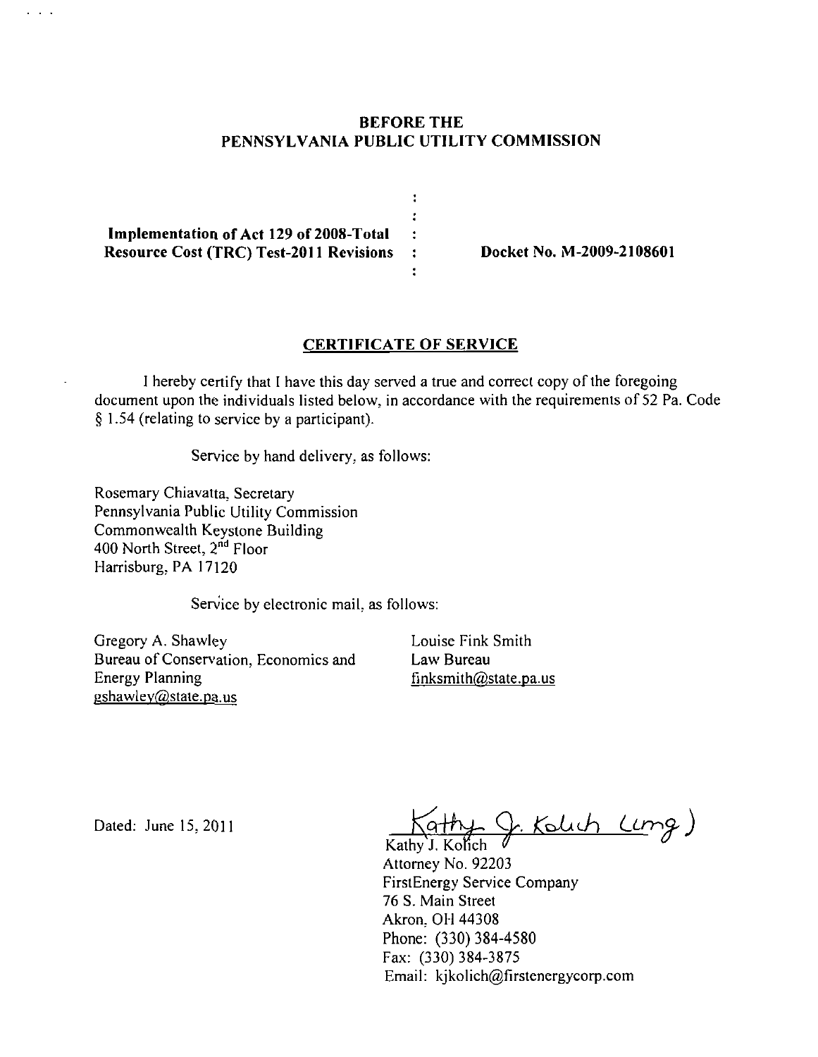**BEFORE THE**
**PENNSYLVANIA PUBLIC UTILITY COMMISSION**

| | | |
|---|---|---|
| **Implementation of Act 129 of 2008-Total Resource Cost (TRC) Test-2011 Revisions** | : | **Docket No. M-2009-2108601** |

## CERTIFICATE OF SERVICE

I hereby certify that I have this day served a true and correct copy of the foregoing document upon the individuals listed below, in accordance with the requirements of 52 Pa. Code § 1.54 (relating to service by a participant).

Service by hand delivery, as follows:

Rosemary Chiavatta, Secretary
Pennsylvania Public Utility Commission
Commonwealth Keystone Building
400 North Street, 2nd Floor
Harrisburg, PA 17120

Service by electronic mail, as follows:

Gregory A. Shawley
Bureau of Conservation, Economics and Energy Planning
gshawley@state.pa.us

Louise Fink Smith
Law Bureau
finksmith@state.pa.us

Dated: June 15, 2011

Kathy J. Kolich (Lmg)
Kathy J. Kolich
Attorney No. 92203
FirstEnergy Service Company
76 S. Main Street
Akron, OH 44308
Phone: (330) 384-4580
Fax: (330) 384-3875
Email: kjkolich@firstenergycorp.com